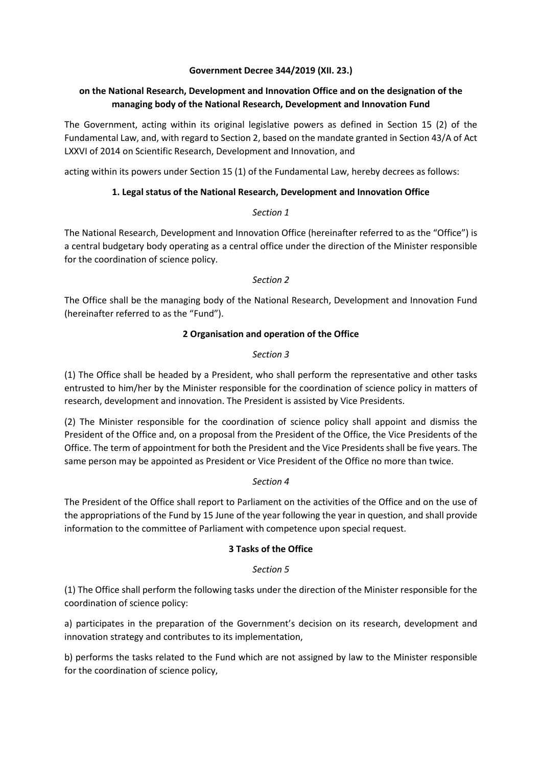**Government Decree 344/2019 (XII. 23.)**

**on the National Research, Development and Innovation Office and on the designation of the managing body of the National Research, Development and Innovation Fund**

The Government, acting within its original legislative powers as defined in Section 15 (2) of the Fundamental Law, and, with regard to Section 2, based on the mandate granted in Section 43/A of Act LXXVI of 2014 on Scientific Research, Development and Innovation, and

acting within its powers under Section 15 (1) of the Fundamental Law, hereby decrees as follows:

## 1. Legal status of the National Research, Development and Innovation Office

*Section 1*

The National Research, Development and Innovation Office (hereinafter referred to as the "Office") is a central budgetary body operating as a central office under the direction of the Minister responsible for the coordination of science policy.

*Section 2*

The Office shall be the managing body of the National Research, Development and Innovation Fund (hereinafter referred to as the "Fund").

## 2 Organisation and operation of the Office

*Section 3*

(1) The Office shall be headed by a President, who shall perform the representative and other tasks entrusted to him/her by the Minister responsible for the coordination of science policy in matters of research, development and innovation. The President is assisted by Vice Presidents.

(2) The Minister responsible for the coordination of science policy shall appoint and dismiss the President of the Office and, on a proposal from the President of the Office, the Vice Presidents of the Office. The term of appointment for both the President and the Vice Presidents shall be five years. The same person may be appointed as President or Vice President of the Office no more than twice.

*Section 4*

The President of the Office shall report to Parliament on the activities of the Office and on the use of the appropriations of the Fund by 15 June of the year following the year in question, and shall provide information to the committee of Parliament with competence upon special request.

## 3 Tasks of the Office

*Section 5*

(1) The Office shall perform the following tasks under the direction of the Minister responsible for the coordination of science policy:

a) participates in the preparation of the Government's decision on its research, development and innovation strategy and contributes to its implementation,

b) performs the tasks related to the Fund which are not assigned by law to the Minister responsible for the coordination of science policy,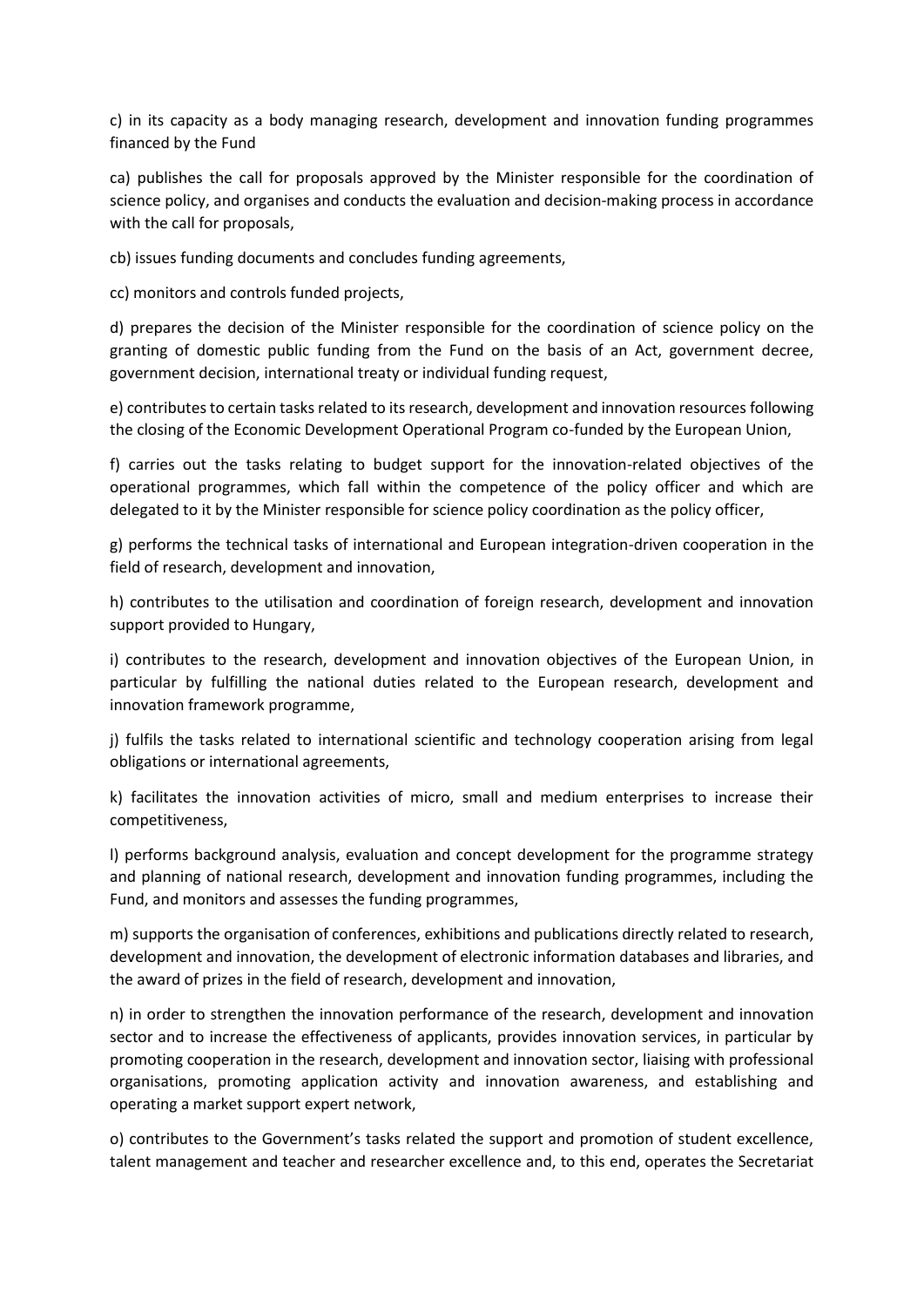c) in its capacity as a body managing research, development and innovation funding programmes financed by the Fund

ca) publishes the call for proposals approved by the Minister responsible for the coordination of science policy, and organises and conducts the evaluation and decision-making process in accordance with the call for proposals,

cb) issues funding documents and concludes funding agreements,

cc) monitors and controls funded projects,

d) prepares the decision of the Minister responsible for the coordination of science policy on the granting of domestic public funding from the Fund on the basis of an Act, government decree, government decision, international treaty or individual funding request,

e) contributes to certain tasks related to its research, development and innovation resources following the closing of the Economic Development Operational Program co-funded by the European Union,

f) carries out the tasks relating to budget support for the innovation-related objectives of the operational programmes, which fall within the competence of the policy officer and which are delegated to it by the Minister responsible for science policy coordination as the policy officer,

g) performs the technical tasks of international and European integration-driven cooperation in the field of research, development and innovation,

h) contributes to the utilisation and coordination of foreign research, development and innovation support provided to Hungary,

i) contributes to the research, development and innovation objectives of the European Union, in particular by fulfilling the national duties related to the European research, development and innovation framework programme,

j) fulfils the tasks related to international scientific and technology cooperation arising from legal obligations or international agreements,

k) facilitates the innovation activities of micro, small and medium enterprises to increase their competitiveness,

l) performs background analysis, evaluation and concept development for the programme strategy and planning of national research, development and innovation funding programmes, including the Fund, and monitors and assesses the funding programmes,

m) supports the organisation of conferences, exhibitions and publications directly related to research, development and innovation, the development of electronic information databases and libraries, and the award of prizes in the field of research, development and innovation,

n) in order to strengthen the innovation performance of the research, development and innovation sector and to increase the effectiveness of applicants, provides innovation services, in particular by promoting cooperation in the research, development and innovation sector, liaising with professional organisations, promoting application activity and innovation awareness, and establishing and operating a market support expert network,

o) contributes to the Government's tasks related the support and promotion of student excellence, talent management and teacher and researcher excellence and, to this end, operates the Secretariat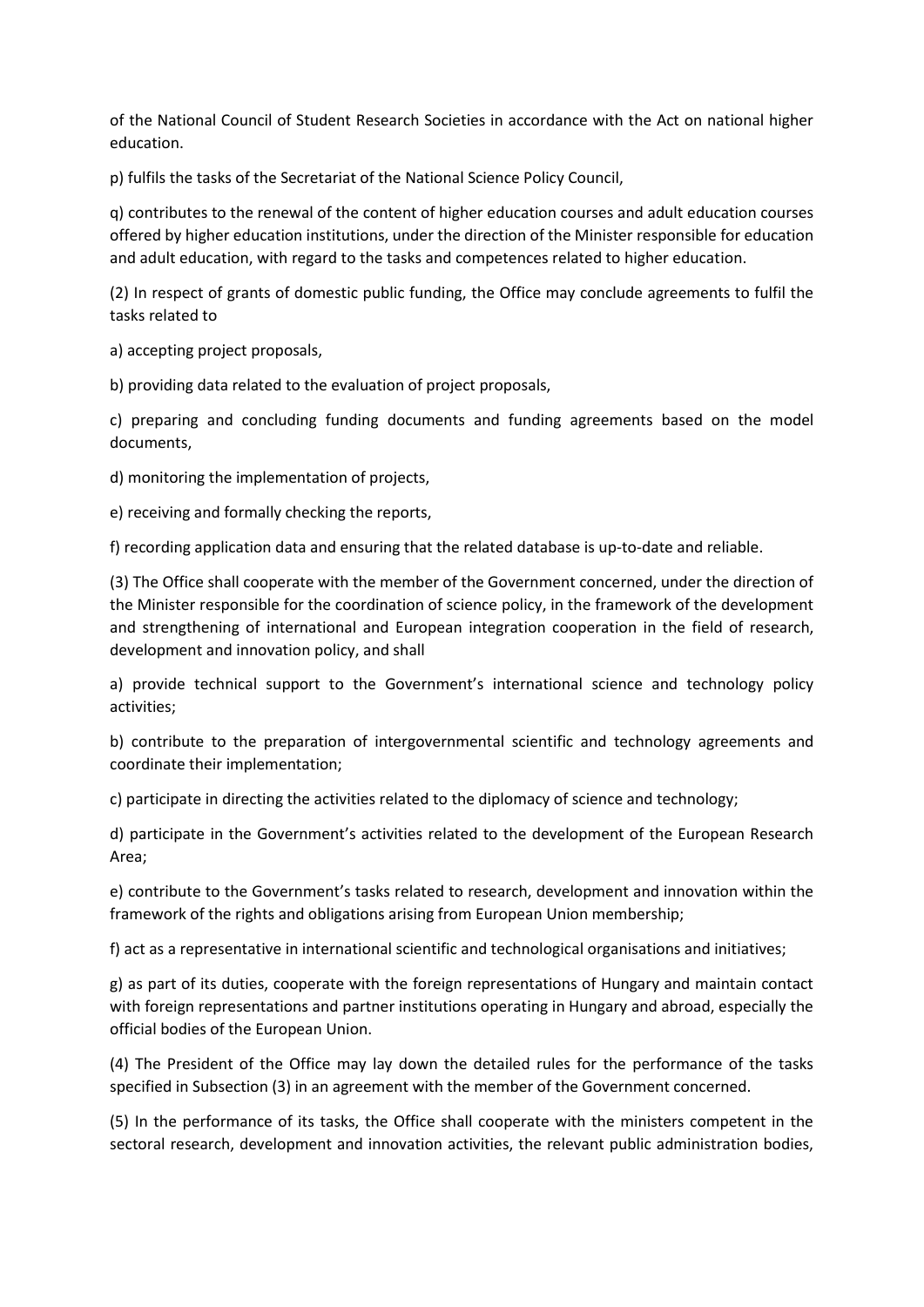of the National Council of Student Research Societies in accordance with the Act on national higher education.

p) fulfils the tasks of the Secretariat of the National Science Policy Council,

q) contributes to the renewal of the content of higher education courses and adult education courses offered by higher education institutions, under the direction of the Minister responsible for education and adult education, with regard to the tasks and competences related to higher education.

(2) In respect of grants of domestic public funding, the Office may conclude agreements to fulfil the tasks related to

a) accepting project proposals,

b) providing data related to the evaluation of project proposals,

c) preparing and concluding funding documents and funding agreements based on the model documents,

d) monitoring the implementation of projects,

e) receiving and formally checking the reports,

f) recording application data and ensuring that the related database is up-to-date and reliable.

(3) The Office shall cooperate with the member of the Government concerned, under the direction of the Minister responsible for the coordination of science policy, in the framework of the development and strengthening of international and European integration cooperation in the field of research, development and innovation policy, and shall

a) provide technical support to the Government's international science and technology policy activities;

b) contribute to the preparation of intergovernmental scientific and technology agreements and coordinate their implementation;

c) participate in directing the activities related to the diplomacy of science and technology;

d) participate in the Government's activities related to the development of the European Research Area;

e) contribute to the Government's tasks related to research, development and innovation within the framework of the rights and obligations arising from European Union membership;

f) act as a representative in international scientific and technological organisations and initiatives;

g) as part of its duties, cooperate with the foreign representations of Hungary and maintain contact with foreign representations and partner institutions operating in Hungary and abroad, especially the official bodies of the European Union.

(4) The President of the Office may lay down the detailed rules for the performance of the tasks specified in Subsection (3) in an agreement with the member of the Government concerned.

(5) In the performance of its tasks, the Office shall cooperate with the ministers competent in the sectoral research, development and innovation activities, the relevant public administration bodies,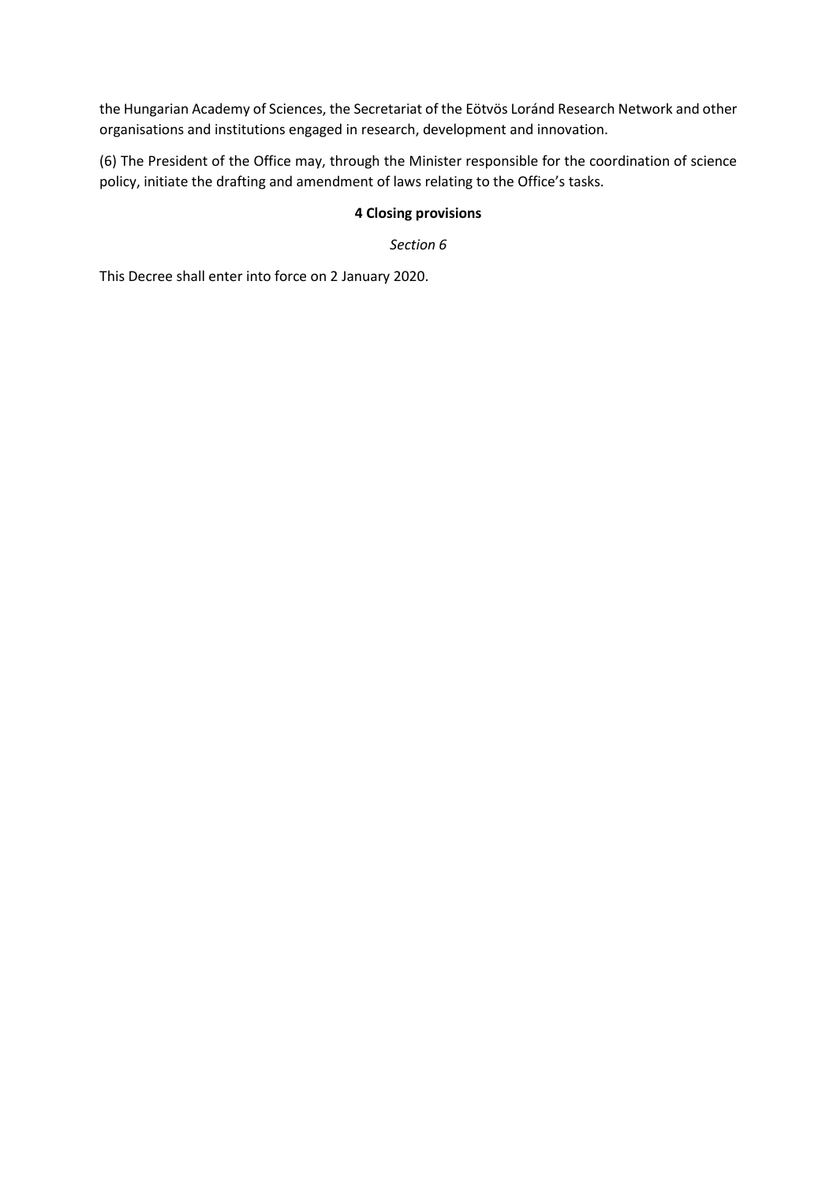the Hungarian Academy of Sciences, the Secretariat of the Eötvös Loránd Research Network and other organisations and institutions engaged in research, development and innovation.

(6) The President of the Office may, through the Minister responsible for the coordination of science policy, initiate the drafting and amendment of laws relating to the Office's tasks.

## 4 Closing provisions

*Section 6*

This Decree shall enter into force on 2 January 2020.